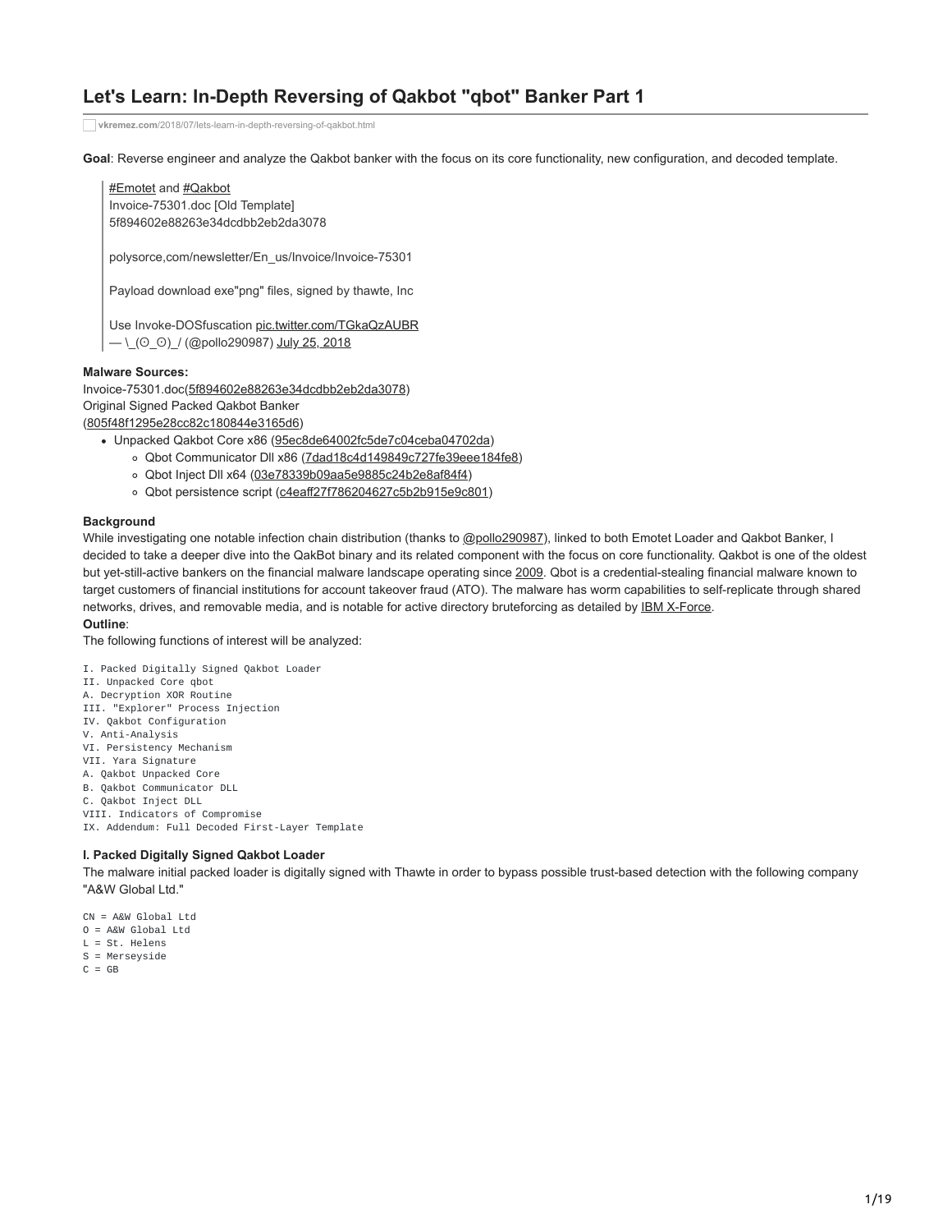# Let's Learn: In-Depth Reversing of Qakbot "qbot" Banker Part 1

vkremez.com/2018/07/lets-learn-in-depth-reversing-of-qakbot.html

**Goal**: Reverse engineer and analyze the Qakbot banker with the focus on its core functionality, new configuration, and decoded template.

> #Emotet and #Qakbot
> Invoice-75301.doc [Old Template]
> 5f894602e88263e34dcdbb2eb2da3078
>
> polysorce,com/newsletter/En_us/Invoice/Invoice-75301
>
> Payload download exe"png" files, signed by thawte, Inc
>
> Use Invoke-DOSfuscation pic.twitter.com/TGkaQzAUBR
> — \_(ʘ_ʘ)_/ (@pollo290987) July 25, 2018

**Malware Sources:**
Invoice-75301.doc(5f894602e88263e34dcdbb2eb2da3078)
Original Signed Packed Qakbot Banker
(805f48f1295e28cc82c180844e3165d6)

- Unpacked Qakbot Core x86 (95ec8de64002fc5de7c04ceba04702da)
  - Qbot Communicator Dll x86 (7dad18c4d149849c727fe39eee184fe8)
  - Qbot Inject Dll x64 (03e78339b09aa5e9885c24b2e8af84f4)
  - Qbot persistence script (c4eaff27f786204627c5b2b915e9c801)

**Background**
While investigating one notable infection chain distribution (thanks to @pollo290987), linked to both Emotet Loader and Qakbot Banker, I decided to take a deeper dive into the QakBot binary and its related component with the focus on core functionality. Qakbot is one of the oldest but yet-still-active bankers on the financial malware landscape operating since 2009. Qbot is a credential-stealing financial malware known to target customers of financial institutions for account takeover fraud (ATO). The malware has worm capabilities to self-replicate through shared networks, drives, and removable media, and is notable for active directory bruteforcing as detailed by IBM X-Force.
**Outline**:
The following functions of interest will be analyzed:

```
I. Packed Digitally Signed Qakbot Loader
II. Unpacked Core qbot
A. Decryption XOR Routine
III. "Explorer" Process Injection
IV. Qakbot Configuration
V. Anti-Analysis
VI. Persistency Mechanism
VII. Yara Signature
A. Qakbot Unpacked Core
B. Qakbot Communicator DLL
C. Qakbot Inject DLL
VIII. Indicators of Compromise
IX. Addendum: Full Decoded First-Layer Template
```

**I. Packed Digitally Signed Qakbot Loader**
The malware initial packed loader is digitally signed with Thawte in order to bypass possible trust-based detection with the following company "A&W Global Ltd."

```
CN = A&W Global Ltd
O = A&W Global Ltd
L = St. Helens
S = Merseyside
C = GB
```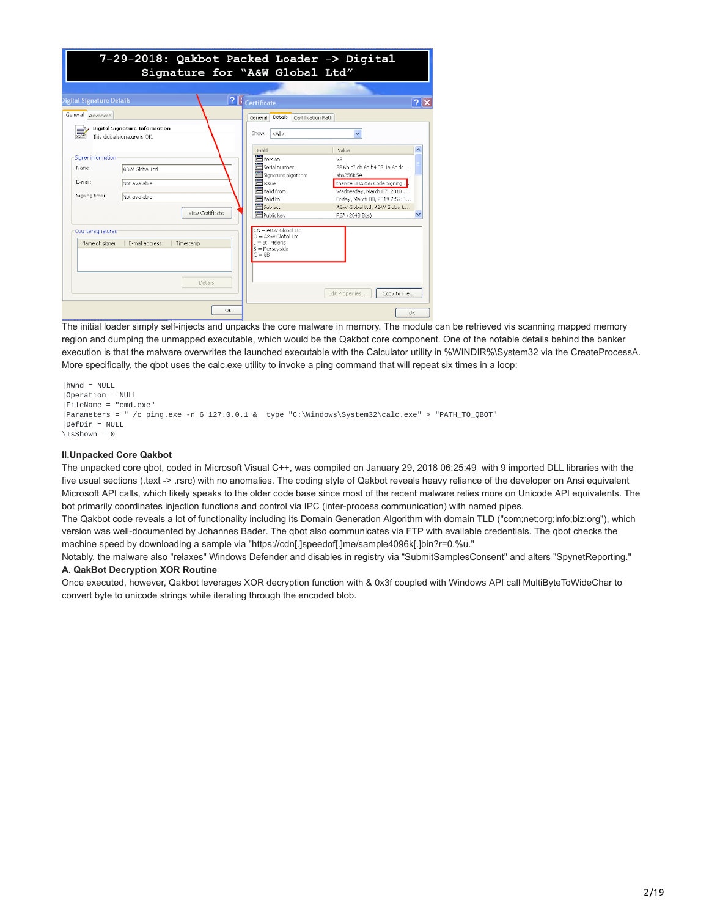The initial loader simply self-injects and unpacks the core malware in memory. The module can be retrieved vis scanning mapped memory region and dumping the unmapped executable, which would be the Qakbot core component. One of the notable details behind the banker execution is that the malware overwrites the launched executable with the Calculator utility in %WINDIR%\System32 via the CreateProcessA. More specifically, the qbot uses the calc.exe utility to invoke a ping command that will repeat six times in a loop:

```
|hWnd = NULL
|Operation = NULL
|FileName = "cmd.exe"
|Parameters = " /c ping.exe -n 6 127.0.0.1 &  type "C:\Windows\System32\calc.exe" > "PATH_TO_QBOT"
|DefDir = NULL
\IsShown = 0
```

**II.Unpacked Core Qakbot**

The unpacked core qbot, coded in Microsoft Visual C++, was compiled on January 29, 2018 06:25:49 with 9 imported DLL libraries with the five usual sections (.text -> .rsrc) with no anomalies. The coding style of Qakbot reveals heavy reliance of the developer on Ansi equivalent Microsoft API calls, which likely speaks to the older code base since most of the recent malware relies more on Unicode API equivalents. The bot primarily coordinates injection functions and control via IPC (inter-process communication) with named pipes.

The Qakbot code reveals a lot of functionality including its Domain Generation Algorithm with domain TLD ("com;net;org;info;biz;org"), which version was well-documented by Johannes Bader. The qbot also communicates via FTP with available credentials. The qbot checks the machine speed by downloading a sample via "https://cdn[.]speedof[.]me/sample4096k[.]bin?r=0.%u."

Notably, the malware also "relaxes" Windows Defender and disables in registry via "SubmitSamplesConsent" and alters "SpynetReporting."

**A. QakBot Decryption XOR Routine**

Once executed, however, Qakbot leverages XOR decryption function with & 0x3f coupled with Windows API call MultiByteToWideChar to convert byte to unicode strings while iterating through the encoded blob.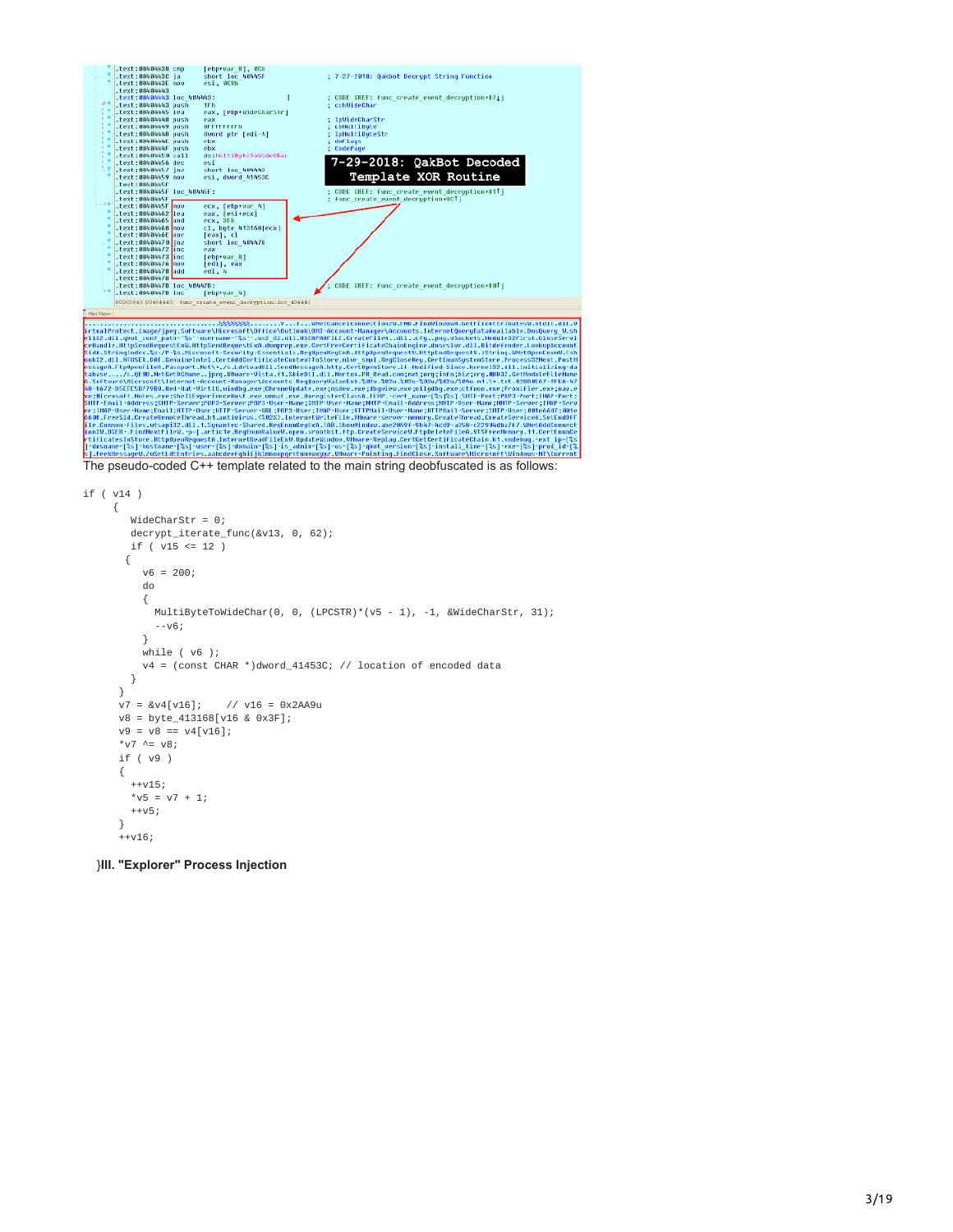The pseudo-coded C++ template related to the main string deobfuscated is as follows:

```
if ( v14 )
    {
      WideCharStr = 0;
      decrypt_iterate_func(&v13, 0, 62);
      if ( v15 <= 12 )
     {
        v6 = 200;
        do
        {
          MultiByteToWideChar(0, 0, (LPCSTR)*(v5 - 1), -1, &WideCharStr, 31);
          --v6;
        }
        while ( v6 );
        v4 = (const CHAR *)dword_41453C; // location of encoded data
      }
    }
    v7 = &v4[v16];    // v16 = 0x2AA9u
    v8 = byte_413168[v16 & 0x3F];
    v9 = v8 == v4[v16];
    *v7 ^= v8;
    if ( v9 )
    {
      ++v15;
      *v5 = v7 + 1;
      ++v5;
    }
    ++v16;
```

}**III. "Explorer" Process Injection**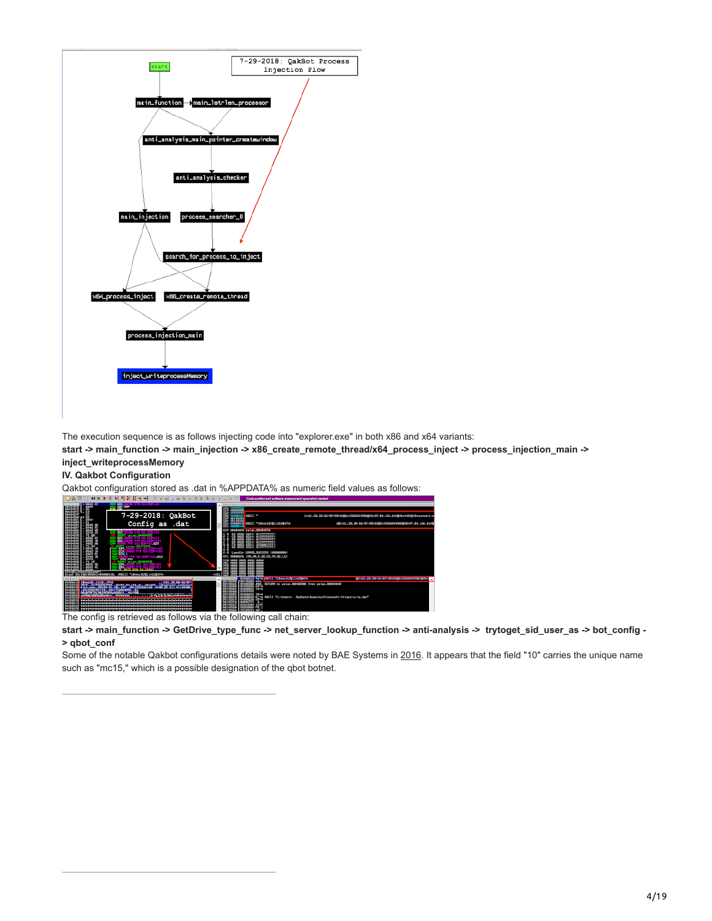The execution sequence is as follows injecting code into "explorer.exe" in both x86 and x64 variants:

**start -> main_function -> main_injection -> x86_create_remote_thread/x64_process_inject -> process_injection_main -> inject_writeprocessMemory**

**IV. Qakbot Configuration**

Qakbot configuration stored as .dat in %APPDATA% as numeric field values as follows:

The config is retrieved as follows via the following call chain:

**start -> main_function -> GetDrive_type_func -> net_server_lookup_function -> anti-analysis -> trytoget_sid_user_as -> bot_config -> qbot_conf**

Some of the notable Qakbot configurations details were noted by BAE Systems in 2016. It appears that the field "10" carries the unique name such as "mc15," which is a possible designation of the qbot botnet.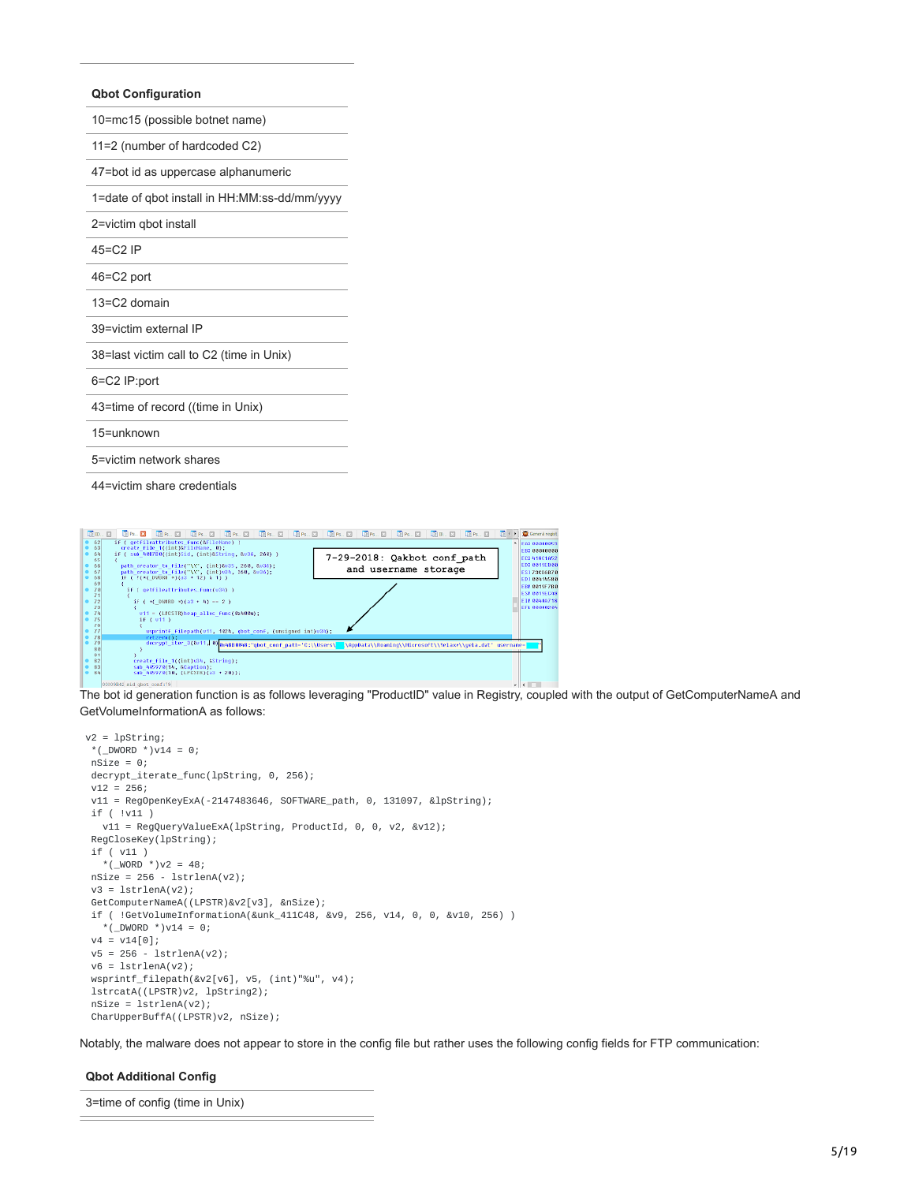| Qbot Configuration |
| --- |
| 10=mc15 (possible botnet name) |
| 11=2 (number of hardcoded C2) |
| 47=bot id as uppercase alphanumeric |
| 1=date of qbot install in HH:MM:ss-dd/mm/yyyy |
| 2=victim qbot install |
| 45=C2 IP |
| 46=C2 port |
| 13=C2 domain |
| 39=victim external IP |
| 38=last victim call to C2 (time in Unix) |
| 6=C2 IP:port |
| 43=time of record ((time in Unix) |
| 15=unknown |
| 5=victim network shares |
| 44=victim share credentials |

The bot id generation function is as follows leveraging "ProductID" value in Registry, coupled with the output of GetComputerNameA and GetVolumeInformationA as follows:

```
v2 = lpString;
 *(_DWORD *)v14 = 0;
 nSize = 0;
 decrypt_iterate_func(lpString, 0, 256);
 v12 = 256;
 v11 = RegOpenKeyExA(-2147483646, SOFTWARE_path, 0, 131097, &lpString);
 if ( !v11 )
   v11 = RegQueryValueExA(lpString, ProductId, 0, 0, v2, &v12);
 RegCloseKey(lpString);
 if ( v11 )
   *(_WORD *)v2 = 48;
 nSize = 256 - lstrlenA(v2);
 v3 = lstrlenA(v2);
 GetComputerNameA((LPSTR)&v2[v3], &nSize);
 if ( !GetVolumeInformationA(&unk_411C48, &v9, 256, v14, 0, 0, &v10, 256) )
   *(_DWORD *)v14 = 0;
 v4 = v14[0];
 v5 = 256 - lstrlenA(v2);
 v6 = lstrlenA(v2);
 wsprintf_filepath(&v2[v6], v5, (int)"%u", v4);
 lstrcatA((LPSTR)v2, lpString2);
 nSize = lstrlenA(v2);
 CharUpperBuffA((LPSTR)v2, nSize);
```

Notably, the malware does not appear to store in the config file but rather uses the following config fields for FTP communication:

| Qbot Additional Config |
| --- |
| 3=time of config (time in Unix) |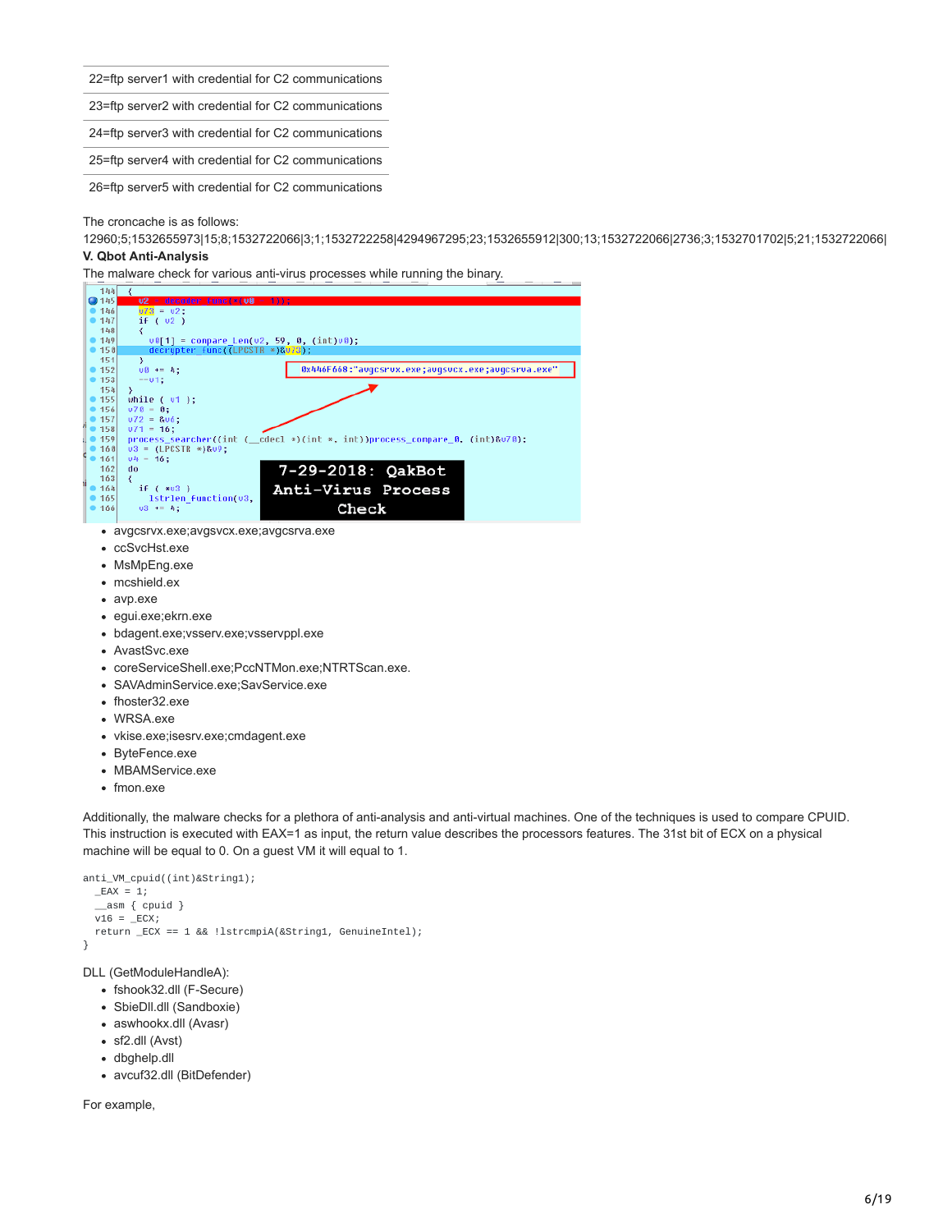| 22=ftp server1 with credential for C2 communications |
|---|
| 23=ftp server2 with credential for C2 communications |
| 24=ftp server3 with credential for C2 communications |
| 25=ftp server4 with credential for C2 communications |
| 26=ftp server5 with credential for C2 communications |

The croncache is as follows:
12960;5;1532655973|15;8;1532722066|3;1;1532722258|4294967295;23;1532655912|300;13;1532722066|2736;3;1532701702|5;21;1532722066|

**V. Qbot Anti-Analysis**

The malware check for various anti-virus processes while running the binary.

- avgcsrvx.exe;avgsvcx.exe;avgcsrva.exe
- ccSvcHst.exe
- MsMpEng.exe
- mcshield.ex
- avp.exe
- egui.exe;ekrn.exe
- bdagent.exe;vsserv.exe;vsservppl.exe
- AvastSvc.exe
- coreServiceShell.exe;PccNTMon.exe;NTRTScan.exe.
- SAVAdminService.exe;SavService.exe
- fhoster32.exe
- WRSA.exe
- vkise.exe;isesrv.exe;cmdagent.exe
- ByteFence.exe
- MBAMService.exe
- fmon.exe

Additionally, the malware checks for a plethora of anti-analysis and anti-virtual machines. One of the techniques is used to compare CPUID. This instruction is executed with EAX=1 as input, the return value describes the processors features. The 31st bit of ECX on a physical machine will be equal to 0. On a guest VM it will equal to 1.

```
anti_VM_cpuid((int)&String1);
  _EAX = 1;
  __asm { cpuid }
  v16 = _ECX;
  return _ECX == 1 && !lstrcmpiA(&String1, GenuineIntel);
}
```

DLL (GetModuleHandleA):

- fshook32.dll (F-Secure)
- SbieDll.dll (Sandboxie)
- aswhookx.dll (Avasr)
- sf2.dll (Avst)
- dbghelp.dll
- avcuf32.dll (BitDefender)

For example,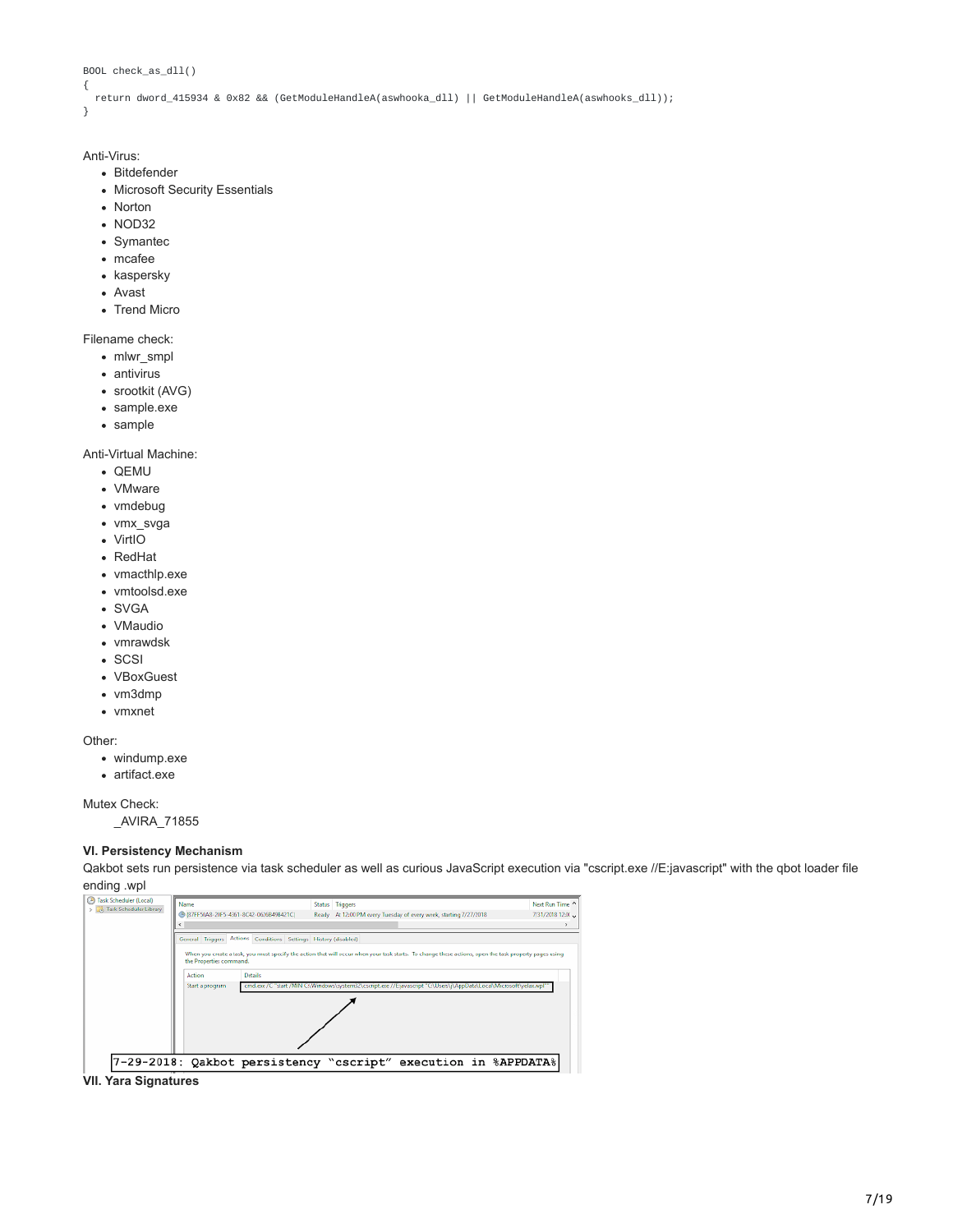```
BOOL check_as_dll()
{
  return dword_415934 & 0x82 && (GetModuleHandleA(aswhooka_dll) || GetModuleHandleA(aswhooks_dll));
}
```

Anti-Virus:

- Bitdefender
- Microsoft Security Essentials
- Norton
- NOD32
- Symantec
- mcafee
- kaspersky
- Avast
- Trend Micro

Filename check:

- mlwr_smpl
- antivirus
- srootkit (AVG)
- sample.exe
- sample

Anti-Virtual Machine:

- QEMU
- VMware
- vmdebug
- vmx_svga
- VirtIO
- RedHat
- vmacthlp.exe
- vmtoolsd.exe
- SVGA
- VMaudio
- vmrawdsk
- SCSI
- VBoxGuest
- vm3dmp
- vmxnet

Other:

- windump.exe
- artifact.exe

Mutex Check:

_AVIRA_71855

**VI. Persistency Mechanism**

Qakbot sets run persistence via task scheduler as well as curious JavaScript execution via "cscript.exe //E:javascript" with the qbot loader file ending .wpl

7-29-2018: Qakbot persistency "cscript" execution in %APPDATA%

**VII. Yara Signatures**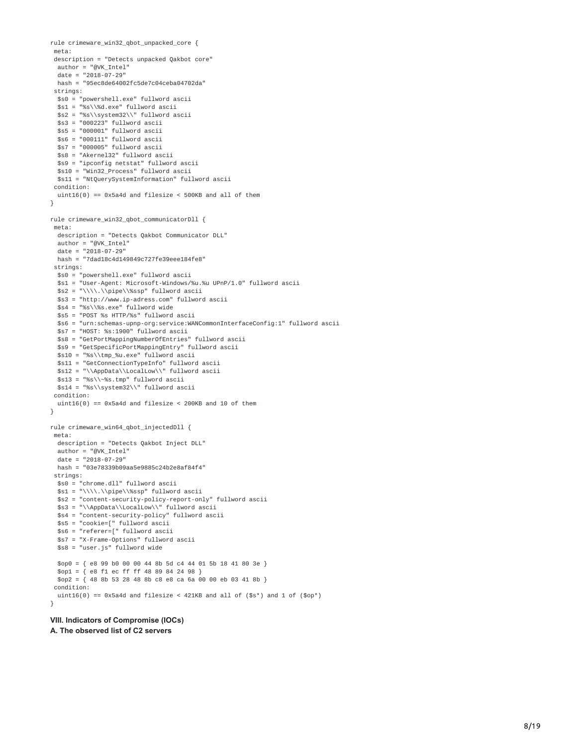```
rule crimeware_win32_qbot_unpacked_core {
 meta:
 description = "Detects unpacked Qakbot core"
  author = "@VK_Intel"
  date = "2018-07-29"
  hash = "95ec8de64002fc5de7c04ceba04702da"
 strings:
  $s0 = "powershell.exe" fullword ascii
  $s1 = "%s\\%d.exe" fullword ascii
  $s2 = "%s\\system32\\" fullword ascii
  $s3 = "000223" fullword ascii
  $s5 = "000001" fullword ascii
  $s6 = "000111" fullword ascii
  $s7 = "000005" fullword ascii
  $s8 = "Akernel32" fullword ascii
  $s9 = "ipconfig netstat" fullword ascii
  $s10 = "Win32_Process" fullword ascii
  $s11 = "NtQuerySystemInformation" fullword ascii
 condition:
  uint16(0) == 0x5a4d and filesize < 500KB and all of them
}

rule crimeware_win32_qbot_communicatorDll {
 meta:
  description = "Detects Qakbot Communicator DLL"
  author = "@VK_Intel"
  date = "2018-07-29"
  hash = "7dad18c4d149849c727fe39eee184fe8"
 strings:
  $s0 = "powershell.exe" fullword ascii
  $s1 = "User-Agent: Microsoft-Windows/%u.%u UPnP/1.0" fullword ascii
  $s2 = "\\\\.\\pipe\\%ssp" fullword ascii
  $s3 = "http://www.ip-adress.com" fullword ascii
  $s4 = "%s\\%s.exe" fullword wide
  $s5 = "POST %s HTTP/%s" fullword ascii
  $s6 = "urn:schemas-upnp-org:service:WANCommonInterfaceConfig:1" fullword ascii
  $s7 = "HOST: %s:1900" fullword ascii
  $s8 = "GetPortMappingNumberOfEntries" fullword ascii
  $s9 = "GetSpecificPortMappingEntry" fullword ascii
  $s10 = "%s\\tmp_%u.exe" fullword ascii
  $s11 = "GetConnectionTypeInfo" fullword ascii
  $s12 = "\\AppData\\LocalLow\\" fullword ascii
  $s13 = "%s\\~%s.tmp" fullword ascii
  $s14 = "%s\\system32\\" fullword ascii
 condition:
  uint16(0) == 0x5a4d and filesize < 200KB and 10 of them
}

rule crimeware_win64_qbot_injectedDll {
 meta:
  description = "Detects Qakbot Inject DLL"
  author = "@VK_Intel"
  date = "2018-07-29"
  hash = "03e78339b09aa5e9885c24b2e8af84f4"
 strings:
  $s0 = "chrome.dll" fullword ascii
  $s1 = "\\\\.\\pipe\\%ssp" fullword ascii
  $s2 = "content-security-policy-report-only" fullword ascii
  $s3 = "\\AppData\\LocalLow\\" fullword ascii
  $s4 = "content-security-policy" fullword ascii
  $s5 = "cookie=[" fullword ascii
  $s6 = "referer=[" fullword ascii
  $s7 = "X-Frame-Options" fullword ascii
  $s8 = "user.js" fullword wide

  $op0 = { e8 99 b0 00 00 44 8b 5d c4 44 01 5b 18 41 80 3e }
  $op1 = { e8 f1 ec ff ff 48 89 84 24 98 }
  $op2 = { 48 8b 53 28 48 8b c8 e8 ca 6a 00 00 eb 03 41 8b }
 condition:
  uint16(0) == 0x5a4d and filesize < 421KB and all of ($s*) and 1 of ($op*)
}
```

**VIII. Indicators of Compromise (IOCs)**

**A. The observed list of C2 servers**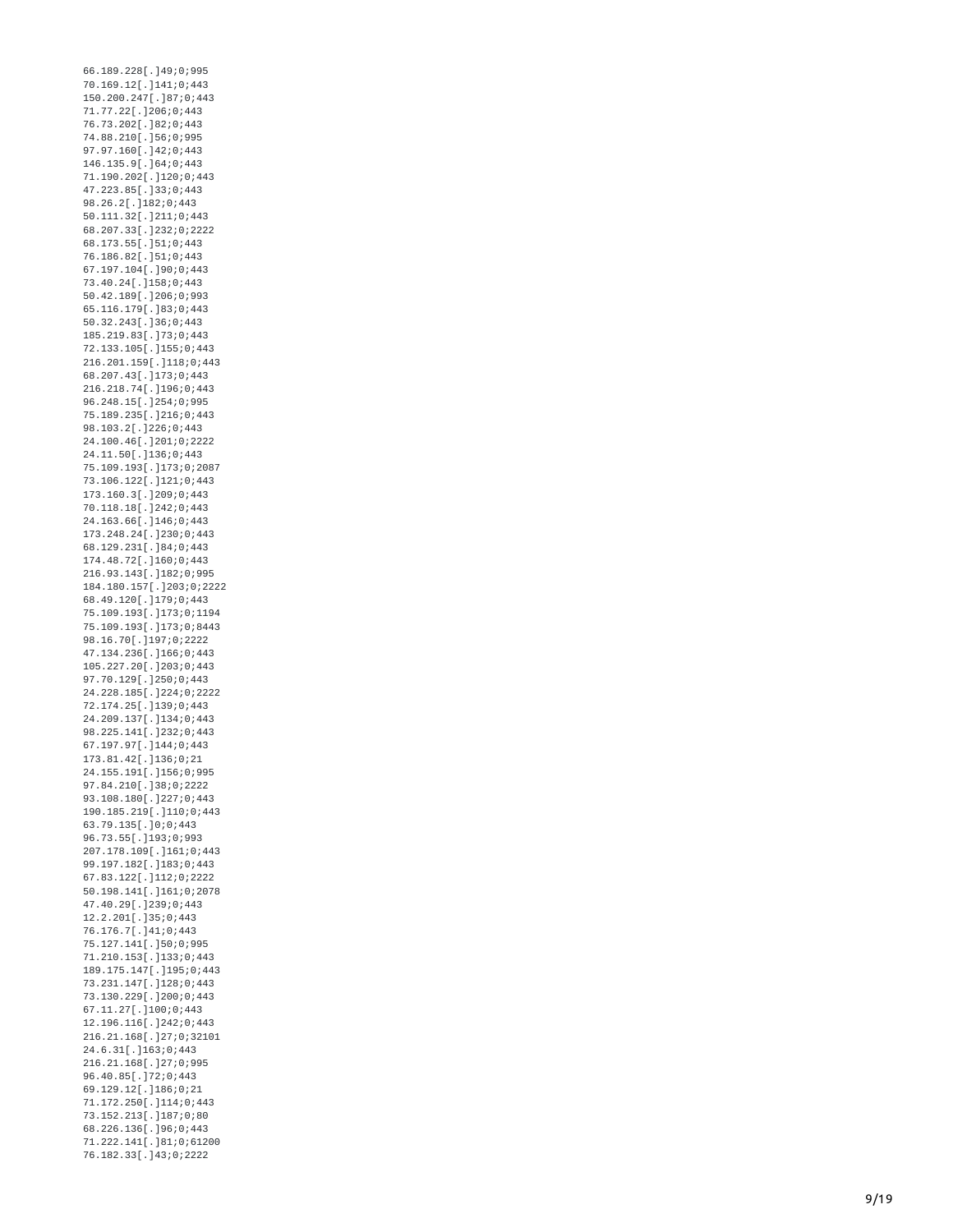```
66.189.228[.]49;0;995
70.169.12[.]141;0;443
150.200.247[.]87;0;443
71.77.22[.]206;0;443
76.73.202[.]82;0;443
74.88.210[.]56;0;995
97.97.160[.]42;0;443
146.135.9[.]64;0;443
71.190.202[.]120;0;443
47.223.85[.]33;0;443
98.26.2[.]182;0;443
50.111.32[.]211;0;443
68.207.33[.]232;0;2222
68.173.55[.]51;0;443
76.186.82[.]51;0;443
67.197.104[.]90;0;443
73.40.24[.]158;0;443
50.42.189[.]206;0;993
65.116.179[.]83;0;443
50.32.243[.]36;0;443
185.219.83[.]73;0;443
72.133.105[.]155;0;443
216.201.159[.]118;0;443
68.207.43[.]173;0;443
216.218.74[.]196;0;443
96.248.15[.]254;0;995
75.189.235[.]216;0;443
98.103.2[.]226;0;443
24.100.46[.]201;0;2222
24.11.50[.]136;0;443
75.109.193[.]173;0;2087
73.106.122[.]121;0;443
173.160.3[.]209;0;443
70.118.18[.]242;0;443
24.163.66[.]146;0;443
173.248.24[.]230;0;443
68.129.231[.]84;0;443
174.48.72[.]160;0;443
216.93.143[.]182;0;995
184.180.157[.]203;0;2222
68.49.120[.]179;0;443
75.109.193[.]173;0;1194
75.109.193[.]173;0;8443
98.16.70[.]197;0;2222
47.134.236[.]166;0;443
105.227.20[.]203;0;443
97.70.129[.]250;0;443
24.228.185[.]224;0;2222
72.174.25[.]139;0;443
24.209.137[.]134;0;443
98.225.141[.]232;0;443
67.197.97[.]144;0;443
173.81.42[.]136;0;21
24.155.191[.]156;0;995
97.84.210[.]38;0;2222
93.108.180[.]227;0;443
190.185.219[.]110;0;443
63.79.135[.]0;0;443
96.73.55[.]193;0;993
207.178.109[.]161;0;443
99.197.182[.]183;0;443
67.83.122[.]112;0;2222
50.198.141[.]161;0;2078
47.40.29[.]239;0;443
12.2.201[.]35;0;443
76.176.7[.]41;0;443
75.127.141[.]50;0;995
71.210.153[.]133;0;443
189.175.147[.]195;0;443
73.231.147[.]128;0;443
73.130.229[.]200;0;443
67.11.27[.]100;0;443
12.196.116[.]242;0;443
216.21.168[.]27;0;32101
24.6.31[.]163;0;443
216.21.168[.]27;0;995
96.40.85[.]72;0;443
69.129.12[.]186;0;21
71.172.250[.]114;0;443
73.152.213[.]187;0;80
68.226.136[.]96;0;443
71.222.141[.]81;0;61200
76.182.33[.]43;0;2222
```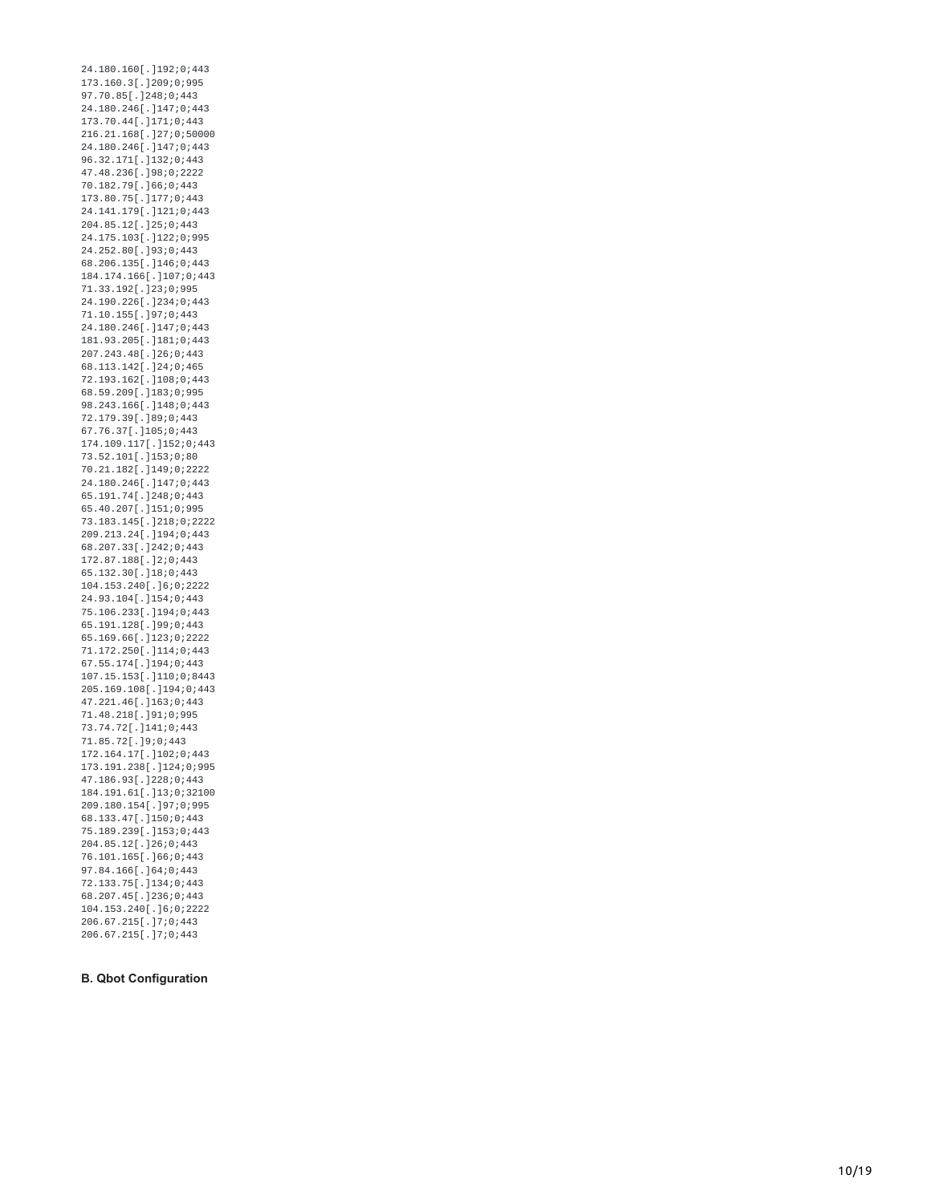```
24.180.160[.]192;0;443
173.160.3[.]209;0;995
97.70.85[.]248;0;443
24.180.246[.]147;0;443
173.70.44[.]171;0;443
216.21.168[.]27;0;50000
24.180.246[.]147;0;443
96.32.171[.]132;0;443
47.48.236[.]98;0;2222
70.182.79[.]66;0;443
173.80.75[.]177;0;443
24.141.179[.]121;0;443
204.85.12[.]25;0;443
24.175.103[.]122;0;995
24.252.80[.]93;0;443
68.206.135[.]146;0;443
184.174.166[.]107;0;443
71.33.192[.]23;0;995
24.190.226[.]234;0;443
71.10.155[.]97;0;443
24.180.246[.]147;0;443
181.93.205[.]181;0;443
207.243.48[.]26;0;443
68.113.142[.]24;0;465
72.193.162[.]108;0;443
68.59.209[.]183;0;995
98.243.166[.]148;0;443
72.179.39[.]89;0;443
67.76.37[.]105;0;443
174.109.117[.]152;0;443
73.52.101[.]153;0;80
70.21.182[.]149;0;2222
24.180.246[.]147;0;443
65.191.74[.]248;0;443
65.40.207[.]151;0;995
73.183.145[.]218;0;2222
209.213.24[.]194;0;443
68.207.33[.]242;0;443
172.87.188[.]2;0;443
65.132.30[.]18;0;443
104.153.240[.]6;0;2222
24.93.104[.]154;0;443
75.106.233[.]194;0;443
65.191.128[.]99;0;443
65.169.66[.]123;0;2222
71.172.250[.]114;0;443
67.55.174[.]194;0;443
107.15.153[.]110;0;8443
205.169.108[.]194;0;443
47.221.46[.]163;0;443
71.48.218[.]91;0;995
73.74.72[.]141;0;443
71.85.72[.]9;0;443
172.164.17[.]102;0;443
173.191.238[.]124;0;995
47.186.93[.]228;0;443
184.191.61[.]13;0;32100
209.180.154[.]97;0;995
68.133.47[.]150;0;443
75.189.239[.]153;0;443
204.85.12[.]26;0;443
76.101.165[.]66;0;443
97.84.166[.]64;0;443
72.133.75[.]134;0;443
68.207.45[.]236;0;443
104.153.240[.]6;0;2222
206.67.215[.]7;0;443
206.67.215[.]7;0;443
```

**B. Qbot Configuration**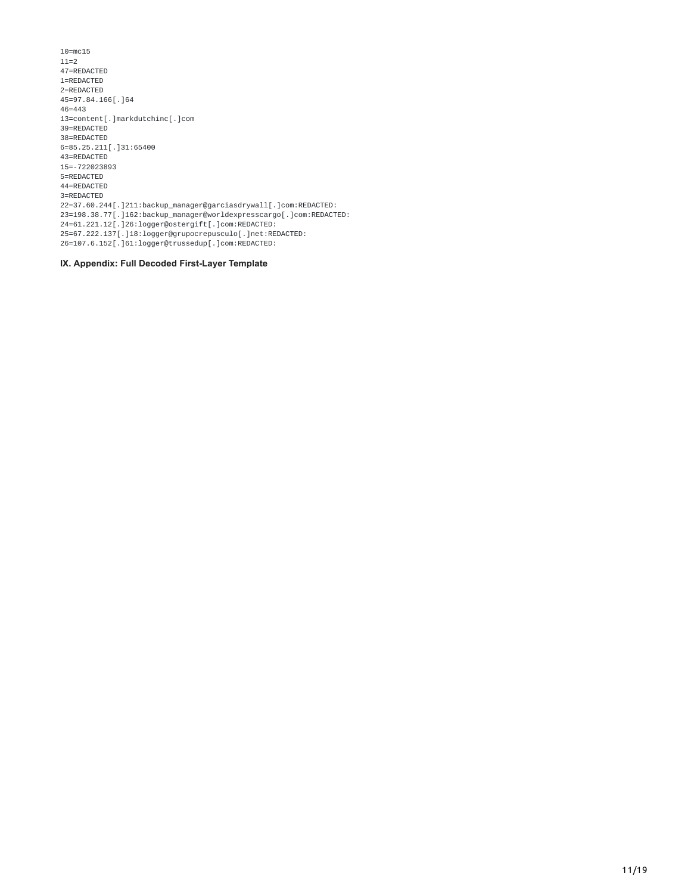```
10=mc15
11=2
47=REDACTED
1=REDACTED
2=REDACTED
45=97.84.166[.]64
46=443
13=content[.]markdutchinc[.]com
39=REDACTED
38=REDACTED
6=85.25.211[.]31:65400
43=REDACTED
15=-722023893
5=REDACTED
44=REDACTED
3=REDACTED
22=37.60.244[.]211:backup_manager@garciasdrywall[.]com:REDACTED:
23=198.38.77[.]162:backup_manager@worldexpresscargo[.]com:REDACTED:
24=61.221.12[.]26:logger@ostergift[.]com:REDACTED:
25=67.222.137[.]18:logger@grupocrepusculo[.]net:REDACTED:
26=107.6.152[.]61:logger@trussedup[.]com:REDACTED:
```

### IX. Appendix: Full Decoded First-Layer Template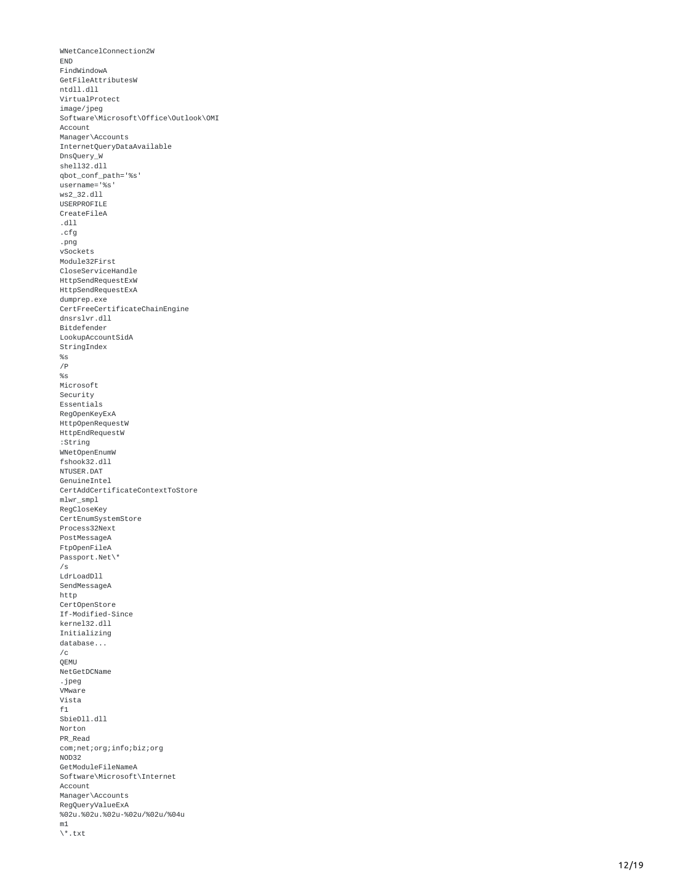```
WNetCancelConnection2W
END
FindWindowA
GetFileAttributesW
ntdll.dll
VirtualProtect
image/jpeg
Software\Microsoft\Office\Outlook\OMI
Account
Manager\Accounts
InternetQueryDataAvailable
DnsQuery_W
shell32.dll
qbot_conf_path='%s'
username='%s'
ws2_32.dll
USERPROFILE
CreateFileA
.dll
.cfg
.png
vSockets
Module32First
CloseServiceHandle
HttpSendRequestExW
HttpSendRequestExA
dumprep.exe
CertFreeCertificateChainEngine
dnsrslvr.dll
Bitdefender
LookupAccountSidA
StringIndex
%s
/P
%s
Microsoft
Security
Essentials
RegOpenKeyExA
HttpOpenRequestW
HttpEndRequestW
:String
WNetOpenEnumW
fshook32.dll
NTUSER.DAT
GenuineIntel
CertAddCertificateContextToStore
mlwr_smpl
RegCloseKey
CertEnumSystemStore
Process32Next
PostMessageA
FtpOpenFileA
Passport.Net\*
/s
LdrLoadDll
SendMessageA
http
CertOpenStore
If-Modified-Since
kernel32.dll
Initializing
database...
/c
QEMU
NetGetDCName
.jpeg
VMware
Vista
f1
SbieDll.dll
Norton
PR_Read
com;net;org;info;biz;org
NOD32
GetModuleFileNameA
Software\Microsoft\Internet
Account
Manager\Accounts
RegQueryValueExA
%02u.%02u.%02u-%02u/%02u/%04u
m1
\*.txt
```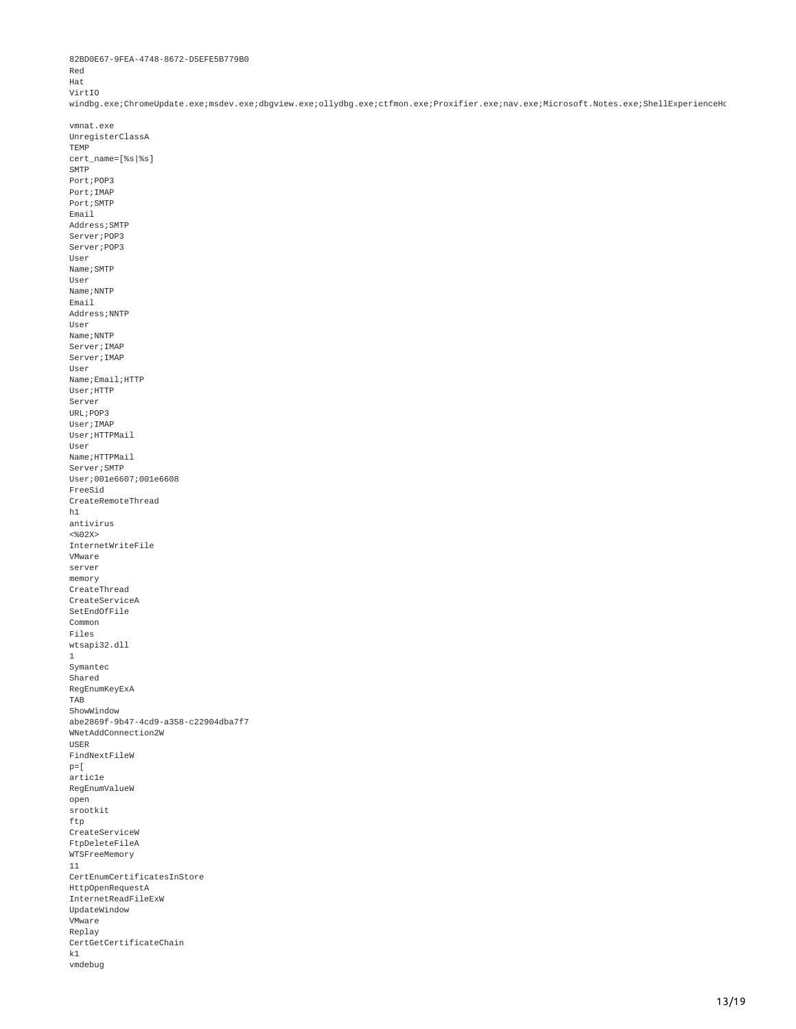```
82BD0E67-9FEA-4748-8672-D5EFE5B779B0
Red
Hat
VirtIO
windbg.exe;ChromeUpdate.exe;msdev.exe;dbgview.exe;ollydbg.exe;ctfmon.exe;Proxifier.exe;nav.exe;Microsoft.Notes.exe;ShellExperienceHo

vmnat.exe
UnregisterClassA
TEMP
cert_name=[%s|%s]
SMTP
Port;POP3
Port;IMAP
Port;SMTP
Email
Address;SMTP
Server;POP3
Server;POP3
User
Name;SMTP
User
Name;NNTP
Email
Address;NNTP
User
Name;NNTP
Server;IMAP
Server;IMAP
User
Name;Email;HTTP
User;HTTP
Server
URL;POP3
User;IMAP
User;HTTPMail
User
Name;HTTPMail
Server;SMTP
User;001e6607;001e6608
FreeSid
CreateRemoteThread
h1
antivirus
<%02X>
InternetWriteFile
VMware
server
memory
CreateThread
CreateServiceA
SetEndOfFile
Common
Files
wtsapi32.dll
1
Symantec
Shared
RegEnumKeyExA
TAB
ShowWindow
abe2869f-9b47-4cd9-a358-c22904dba7f7
WNetAddConnection2W
USER
FindNextFileW
p=[
artic1e
RegEnumValueW
open
srootkit
ftp
CreateServiceW
FtpDeleteFileA
WTSFreeMemory
11
CertEnumCertificatesInStore
HttpOpenRequestA
InternetReadFileExW
UpdateWindow
VMware
Replay
CertGetCertificateChain
k1
vmdebug
```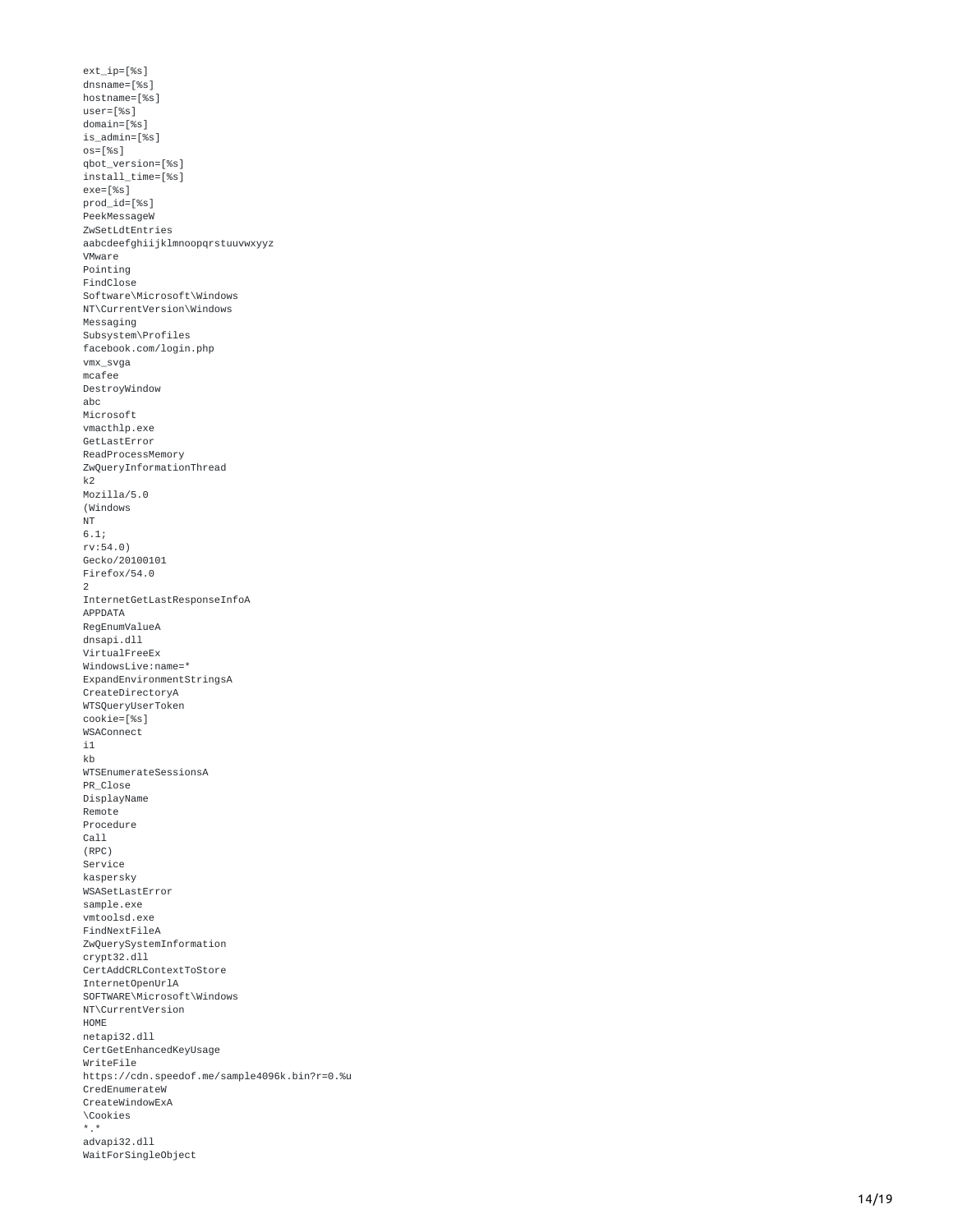```
ext_ip=[%s]
dnsname=[%s]
hostname=[%s]
user=[%s]
domain=[%s]
is_admin=[%s]
os=[%s]
qbot_version=[%s]
install_time=[%s]
exe=[%s]
prod_id=[%s]
PeekMessageW
ZwSetLdtEntries
aabcdeefghiijklmnoopqrstuuvwxyyz
VMware
Pointing
FindClose
Software\Microsoft\Windows
NT\CurrentVersion\Windows
Messaging
Subsystem\Profiles
facebook.com/login.php
vmx_svga
mcafee
DestroyWindow
abc
Microsoft
vmacthlp.exe
GetLastError
ReadProcessMemory
ZwQueryInformationThread
k2
Mozilla/5.0
(Windows
NT
6.1;
rv:54.0)
Gecko/20100101
Firefox/54.0
2
InternetGetLastResponseInfoA
APPDATA
RegEnumValueA
dnsapi.dll
VirtualFreeEx
WindowsLive:name=*
ExpandEnvironmentStringsA
CreateDirectoryA
WTSQueryUserToken
cookie=[%s]
WSAConnect
i1
kb
WTSEnumerateSessionsA
PR_Close
DisplayName
Remote
Procedure
Call
(RPC)
Service
kaspersky
WSASetLastError
sample.exe
vmtoolsd.exe
FindNextFileA
ZwQuerySystemInformation
crypt32.dll
CertAddCRLContextToStore
InternetOpenUrlA
SOFTWARE\Microsoft\Windows
NT\CurrentVersion
HOME
netapi32.dll
CertGetEnhancedKeyUsage
WriteFile
https://cdn.speedof.me/sample4096k.bin?r=0.%u
CredEnumerateW
CreateWindowExA
\Cookies
*.*
advapi32.dll
WaitForSingleObject
```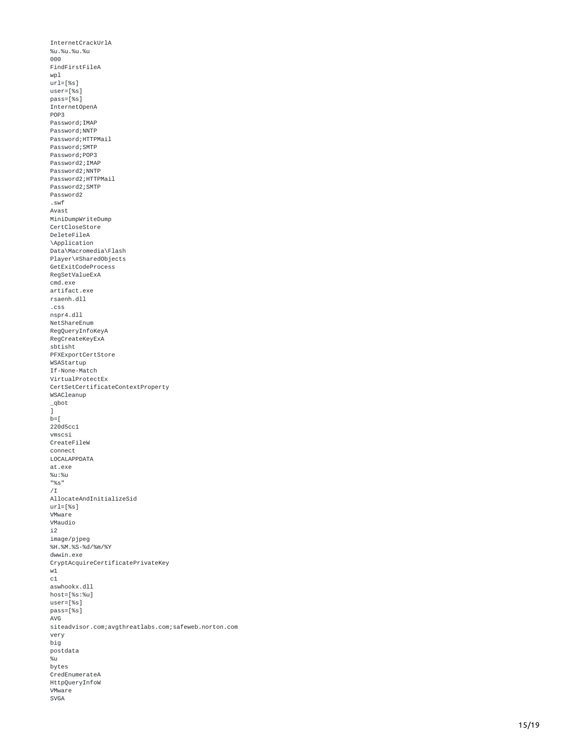```
InternetCrackUrlA
%u.%u.%u.%u
000
FindFirstFileA
wpl
url=[%s]
user=[%s]
pass=[%s]
InternetOpenA
POP3
Password;IMAP
Password;NNTP
Password;HTTPMail
Password;SMTP
Password;POP3
Password2;IMAP
Password2;NNTP
Password2;HTTPMail
Password2;SMTP
Password2
.swf
Avast
MiniDumpWriteDump
CertCloseStore
DeleteFileA
\Application
Data\Macromedia\Flash
Player\#SharedObjects
GetExitCodeProcess
RegSetValueExA
cmd.exe
artifact.exe
rsaenh.dll
.css
nspr4.dll
NetShareEnum
RegQueryInfoKeyA
RegCreateKeyExA
sbtisht
PFXExportCertStore
WSAStartup
If-None-Match
VirtualProtectEx
CertSetCertificateContextProperty
WSACleanup
_qbot
]
b=[
220d5cc1
vmscsi
CreateFileW
connect
LOCALAPPDATA
at.exe
%u:%u
"%s"
/I
AllocateAndInitializeSid
url=[%s]
VMware
VMaudio
i2
image/pjpeg
%H.%M.%S-%d/%m/%Y
dwwin.exe
CryptAcquireCertificatePrivateKey
w1
c1
aswhookx.dll
host=[%s:%u]
user=[%s]
pass=[%s]
AVG
siteadvisor.com;avgthreatlabs.com;safeweb.norton.com
very
big
postdata
%u
bytes
CredEnumerateA
HttpQueryInfoW
VMware
SVGA
```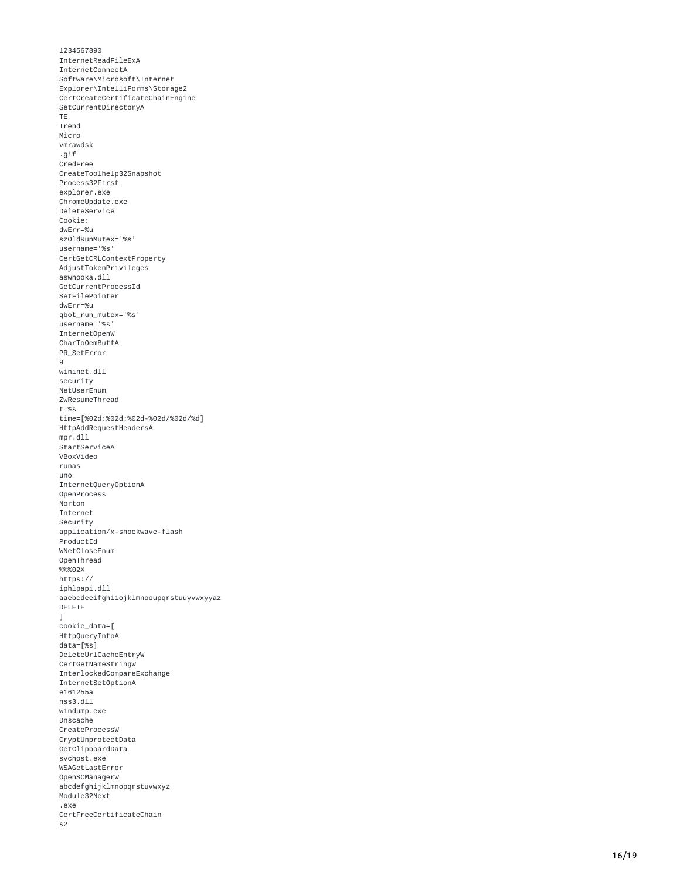```
1234567890
InternetReadFileExA
InternetConnectA
Software\Microsoft\Internet
Explorer\IntelliForms\Storage2
CertCreateCertificateChainEngine
SetCurrentDirectoryA
TE
Trend
Micro
vmrawdsk
.gif
CredFree
CreateToolhelp32Snapshot
Process32First
explorer.exe
ChromeUpdate.exe
DeleteService
Cookie:
dwErr=%u
szOldRunMutex='%s'
username='%s'
CertGetCRLContextProperty
AdjustTokenPrivileges
aswhooka.dll
GetCurrentProcessId
SetFilePointer
dwErr=%u
qbot_run_mutex='%s'
username='%s'
InternetOpenW
CharToOemBuffA
PR_SetError
9
wininet.dll
security
NetUserEnum
ZwResumeThread
t=%s
time=[%02d:%02d:%02d-%02d/%02d/%d]
HttpAddRequestHeadersA
mpr.dll
StartServiceA
VBoxVideo
runas
uno
InternetQueryOptionA
OpenProcess
Norton
Internet
Security
application/x-shockwave-flash
ProductId
WNetCloseEnum
OpenThread
%%%02X
https://
iphlpapi.dll
aaebcdeeifghiiojklmnooupqrstuuyvwxyyaz
DELETE
]
cookie_data=[
HttpQueryInfoA
data=[%s]
DeleteUrlCacheEntryW
CertGetNameStringW
InterlockedCompareExchange
InternetSetOptionA
e161255a
nss3.dll
windump.exe
Dnscache
CreateProcessW
CryptUnprotectData
GetClipboardData
svchost.exe
WSAGetLastError
OpenSCManagerW
abcdefghijklmnopqrstuvwxyz
Module32Next
.exe
CertFreeCertificateChain
s2
```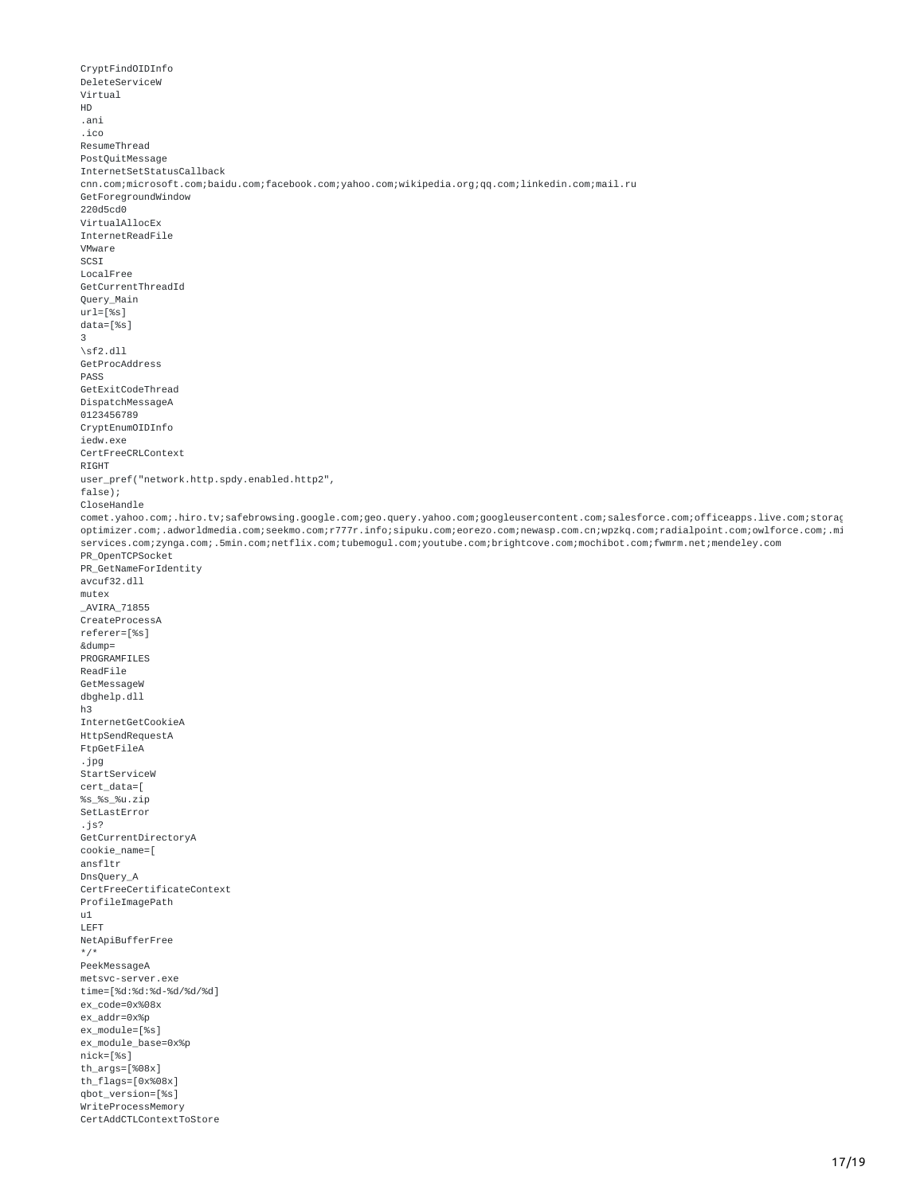```
CryptFindOIDInfo
DeleteServiceW
Virtual
HD
.ani
.ico
ResumeThread
PostQuitMessage
InternetSetStatusCallback
cnn.com;microsoft.com;baidu.com;facebook.com;yahoo.com;wikipedia.org;qq.com;linkedin.com;mail.ru
GetForegroundWindow
220d5cd0
VirtualAllocEx
InternetReadFile
VMware
SCSI
LocalFree
GetCurrentThreadId
Query_Main
url=[%s]
data=[%s]
3
\sf2.dll
GetProcAddress
PASS
GetExitCodeThread
DispatchMessageA
0123456789
CryptEnumOIDInfo
iedw.exe
CertFreeCRLContext
RIGHT
user_pref("network.http.spdy.enabled.http2",
false);
CloseHandle
comet.yahoo.com;.hiro.tv;safebrowsing.google.com;geo.query.yahoo.com;googleusercontent.com;salesforce.com;officeapps.live.com;storag
optimizer.com;.adworldmedia.com;seekmo.com;r777r.info;sipuku.com;eorezo.com;newasp.com.cn;wpzkq.com;radialpoint.com;owlforce.com;.mi
services.com;zynga.com;.5min.com;netflix.com;tubemogul.com;youtube.com;brightcove.com;mochibot.com;fwmrm.net;mendeley.com
PR_OpenTCPSocket
PR_GetNameForIdentity
avcuf32.dll
mutex
_AVIRA_71855
CreateProcessA
referer=[%s]
&dump=
PROGRAMFILES
ReadFile
GetMessageW
dbghelp.dll
h3
InternetGetCookieA
HttpSendRequestA
FtpGetFileA
.jpg
StartServiceW
cert_data=[
%s_%s_%u.zip
SetLastError
.js?
GetCurrentDirectoryA
cookie_name=[
ansfltr
DnsQuery_A
CertFreeCertificateContext
ProfileImagePath
u1
LEFT
NetApiBufferFree
*/*
PeekMessageA
metsvc-server.exe
time=[%d:%d:%d-%d/%d/%d]
ex_code=0x%08x
ex_addr=0x%p
ex_module=[%s]
ex_module_base=0x%p
nick=[%s]
th_args=[%08x]
th_flags=[0x%08x]
qbot_version=[%s]
WriteProcessMemory
CertAddCTLContextToStore
```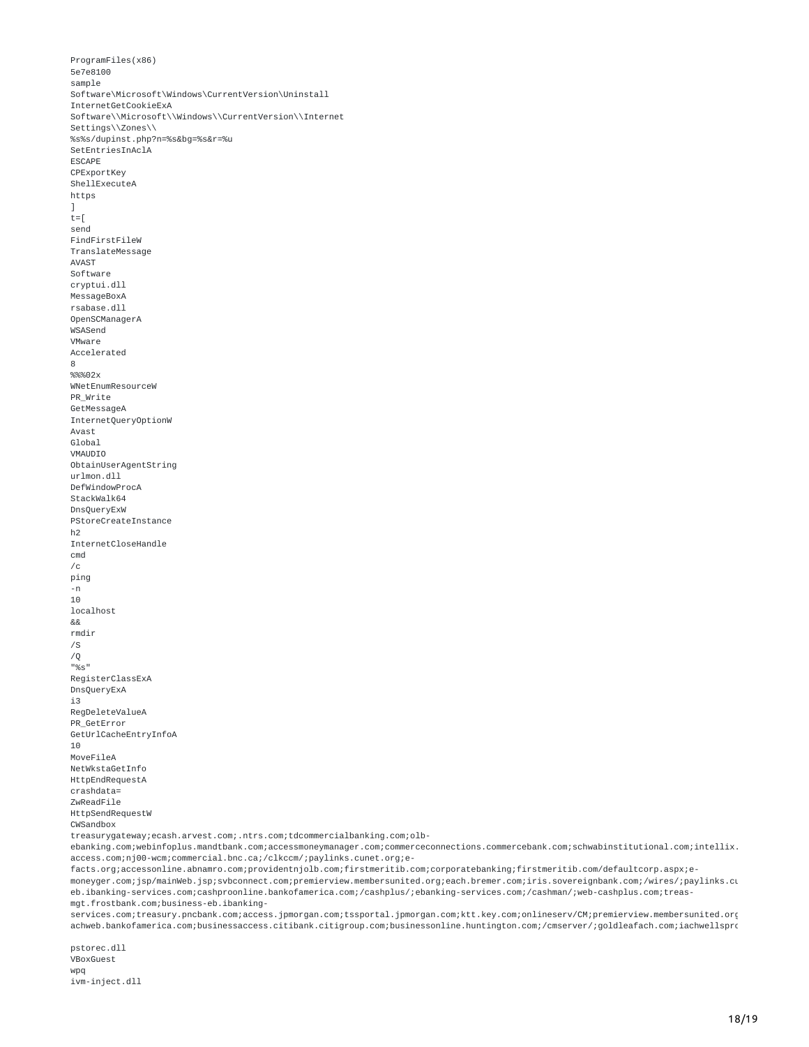```
ProgramFiles(x86)
5e7e8100
sample
Software\Microsoft\Windows\CurrentVersion\Uninstall
InternetGetCookieExA
Software\\Microsoft\\Windows\\CurrentVersion\\Internet
Settings\\Zones\\
%s%s/dupinst.php?n=%s&bg=%s&r=%u
SetEntriesInAclA
ESCAPE
CPExportKey
ShellExecuteA
https
]
t=[
send
FindFirstFileW
TranslateMessage
AVAST
Software
cryptui.dll
MessageBoxA
rsabase.dll
OpenSCManagerA
WSASend
VMware
Accelerated
8
%%%02x
WNetEnumResourceW
PR_Write
GetMessageA
InternetQueryOptionW
Avast
Global
VMAUDIO
ObtainUserAgentString
urlmon.dll
DefWindowProcA
StackWalk64
DnsQueryExW
PStoreCreateInstance
h2
InternetCloseHandle
cmd
/c
ping
-n
10
localhost
&&
rmdir
/S
/Q
"%s"
RegisterClassExA
DnsQueryExA
i3
RegDeleteValueA
PR_GetError
GetUrlCacheEntryInfoA
10
MoveFileA
NetWkstaGetInfo
HttpEndRequestA
crashdata=
ZwReadFile
HttpSendRequestW
CWSandbox
treasurygateway;ecash.arvest.com;.ntrs.com;tdcommercialbanking.com;olb-
ebanking.com;webinfoplus.mandtbank.com;accessmoneymanager.com;commerceconnections.commercebank.com;schwabinstitutional.com;intellix.
access.com;nj00-wcm;commercial.bnc.ca;/clkccm/;paylinks.cunet.org;e-
facts.org;accessonline.abnamro.com;providentnjolb.com;firstmeritib.com;corporatebanking;firstmeritib.com/defaultcorp.aspx;e-
moneyger.com;jsp/mainWeb.jsp;svbconnect.com;premierview.membersunited.org;each.bremer.com;iris.sovereignbank.com;/wires/;paylinks.cu
eb.ibanking-services.com;cashproonline.bankofamerica.com;/cashplus/;ebanking-services.com;/cashman/;web-cashplus.com;treas-
mgt.frostbank.com;business-eb.ibanking-
services.com;treasury.pncbank.com;access.jpmorgan.com;tssportal.jpmorgan.com;ktt.key.com;onlineserv/CM;premierview.membersunited.org
achweb.bankofamerica.com;businessaccess.citibank.citigroup.com;businessonline.huntington.com;/cmserver/;goldleafach.com;iachwellspro

pstorec.dll
VBoxGuest
wpq
ivm-inject.dll
```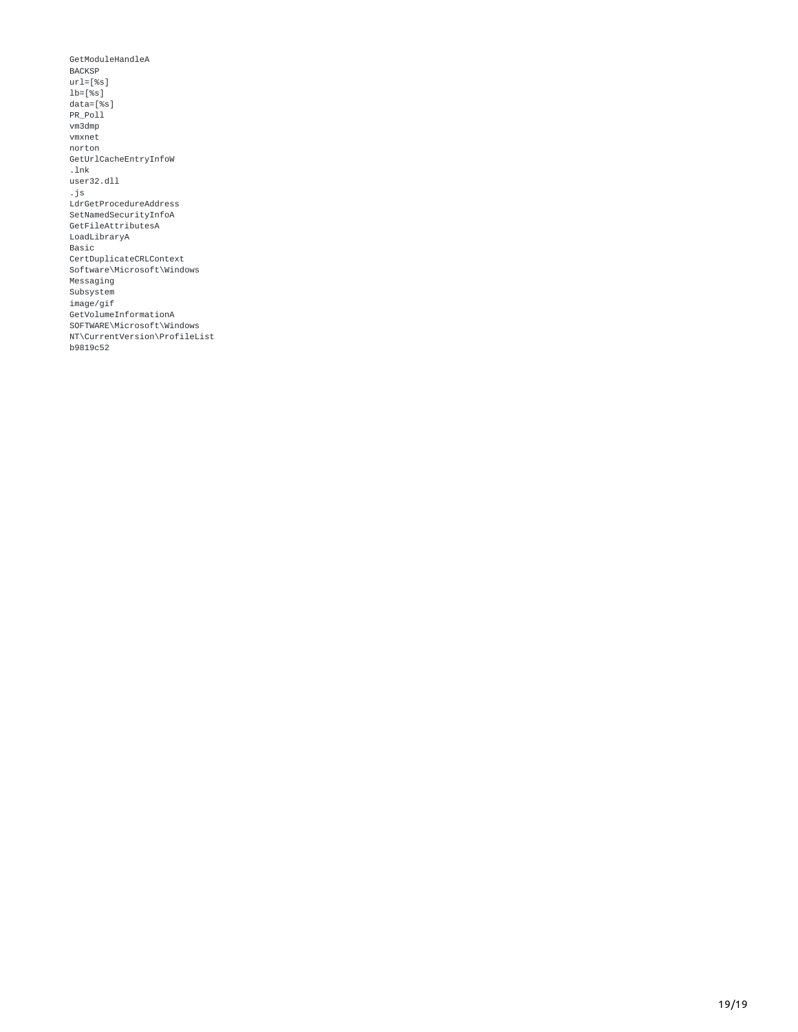```
GetModuleHandleA
BACKSP
url=[%s]
lb=[%s]
data=[%s]
PR_Poll
vm3dmp
vmxnet
norton
GetUrlCacheEntryInfoW
.lnk
user32.dll
.js
LdrGetProcedureAddress
SetNamedSecurityInfoA
GetFileAttributesA
LoadLibraryA
Basic
CertDuplicateCRLContext
Software\Microsoft\Windows
Messaging
Subsystem
image/gif
GetVolumeInformationA
SOFTWARE\Microsoft\Windows
NT\CurrentVersion\ProfileList
b9819c52
```